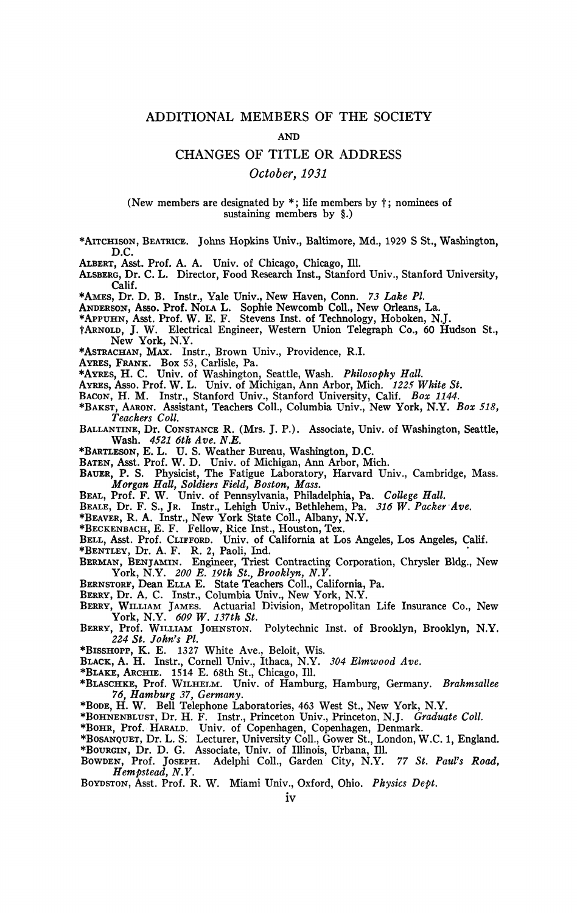# ADDITIONAL MEMBERS OF THE SOCIETY

AND

## CHANGES OF TITLE OR ADDRESS

*October, 1931*

(New members are designated by *; life members by †; nominees of sustaining members by §.)

*AITCHISON, BEATRICE. Johns Hopkins Univ., Baltimore, Md., 1929 S St., Washington, D.C.

ALBERT, Asst. Prof. A. A. Univ. of Chicago, Chicago, Ill.

ALSBERG, Dr. C. L. Director, Food Research Inst., Stanford Univ., Stanford University, Calif.

*AMES, Dr. D. B. Instr., Yale Univ., New Haven, Conn. *73 Lake Pl.*

ANDERSON, Asso. Prof. NOLA L. Sophie Newcomb Coll., New Orleans, La.

*APPUHN, Asst. Prof. W. E. F. Stevens Inst. of Technology, Hoboken, N.J.

†ARNOLD, J. W. Electrical Engineer, Western Union Telegraph Co., 60 Hudson St., New York, N.Y.

*ASTRACHAN, MAX. Instr., Brown Univ., Providence, R.I.

AYRES, FRANK. Box 53, Carlisle, Pa.

*AYRES, H. C. Univ. of Washington, Seattle, Wash. *Philosophy Hall.*

AYRES, Asso. Prof. W. L. Univ. of Michigan, Ann Arbor, Mich. *1225 White St.*

BACON, H. M. Instr., Stanford Univ., Stanford University, Calif. *Box 1144.*

*BAKST, AARON. Assistant, Teachers Coll., Columbia Univ., New York, N.Y. *Box 518, Teachers Coll.*

BALLANTINE, Dr. CONSTANCE R. (Mrs. J. P.). Associate, Univ. of Washington, Seattle, Wash. *4521 6th Ave. N.E.*

*BARTLESON, E. L. U. S. Weather Bureau, Washington, D.C.

BATEN, Asst. Prof. W. D. Univ. of Michigan, Ann Arbor, Mich.

BAUER, P. S. Physicist, The Fatigue Laboratory, Harvard Univ., Cambridge, Mass. *Morgan Hall, Soldiers Field, Boston, Mass.*

BEAL, Prof. F. W. Univ. of Pennsylvania, Philadelphia, Pa. *College Hall.*

BEALE, Dr. F. S., JR. Instr., Lehigh Univ., Bethlehem, Pa. *316 W. Packer Ave.*

*BEAVER, R. A. Instr., New York State Coll., Albany, N.Y.

*BECKENBACH, E. F. Fellow, Rice Inst., Houston, Tex.

BELL, Asst. Prof. CLIFFORD. Univ. of California at Los Angeles, Los Angeles, Calif.

*BENTLEY, Dr. A. F. R. 2, Paoli, Ind.

BERMAN, BENJAMIN. Engineer, Triest Contracting Corporation, Chrysler Bldg., New York, N.Y. *200 E. 19th St., Brooklyn, N.Y.*

BERNSTORF, Dean ELLA E. State Teachers Coll., California, Pa.

BERRY, Dr. A. C. Instr., Columbia Univ., New York, N.Y.

BERRY, WILLIAM JAMES. Actuarial Division, Metropolitan Life Insurance Co., New York, N.Y. *609 W. 137th St.*

BERRY, Prof. WILLIAM JOHNSTON. Polytechnic Inst. of Brooklyn, Brooklyn, N.Y. *224 St. John's Pl.*

*BISSHOPP, K. E. 1327 White Ave., Beloit, Wis.

BLACK, A. H. Instr., Cornell Univ., Ithaca, N.Y. *304 Elmwood Ave.*

*BLAKE, ARCHIE. 1514 E. 68th St., Chicago, Ill.

*BLASCHKE, Prof. WILHELM. Univ. of Hamburg, Hamburg, Germany. *Brahmsallee 76, Hamburg 37, Germany.*

*BODE, H. W. Bell Telephone Laboratories, 463 West St., New York, N.Y.

*BOHNENBLUST, Dr. H. F. Instr., Princeton Univ., Princeton, N.J. *Graduate Coll.*

*BOHR, Prof. HARALD. Univ. of Copenhagen, Copenhagen, Denmark.

*BOSANQUET, Dr. L. S. Lecturer, University Coll., Gower St., London, W.C. 1, England.

*BOURGIN, Dr. D. G. Associate, Univ. of Illinois, Urbana, Ill.

BOWDEN, Prof. JOSEPH. Adelphi Coll., Garden City, N.Y. *77 St. Paul's Road, Hempstead, N.Y.*

BOYDSTON, Asst. Prof. R. W. Miami Univ., Oxford, Ohio. *Physics Dept.*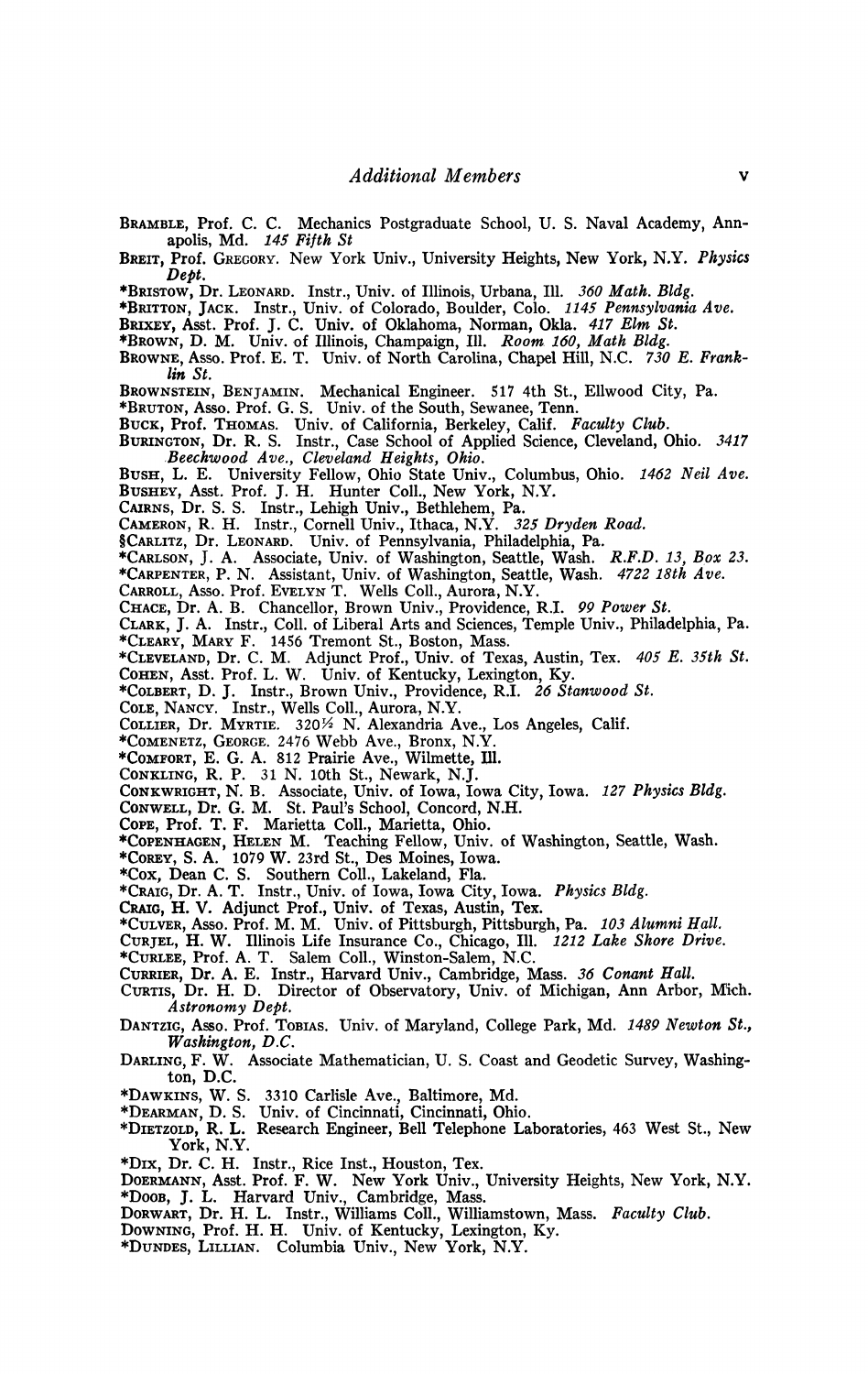BRAMBLE, Prof. C. C. Mechanics Postgraduate School, U. S. Naval Academy, Annapolis, Md. *145 Fifth St*

BREIT, Prof. GREGORY. New York Univ., University Heights, New York, N.Y. *Physics Dept.*

*BRISTOW, Dr. LEONARD. Instr., Univ. of Illinois, Urbana, Ill. *360 Math. Bldg.*

*BRITTON, JACK. Instr., Univ. of Colorado, Boulder, Colo. *1145 Pennsylvania Ave.*

BRIXEY, Asst. Prof. J. C. Univ. of Oklahoma, Norman, Okla. *417 Elm St.*

*BROWN, D. M. Univ. of Illinois, Champaign, Ill. *Room 160, Math Bldg.*

BROWNE, Asso. Prof. E. T. Univ. of North Carolina, Chapel Hill, N.C. *730 E. Franklin St.*

BROWNSTEIN, BENJAMIN. Mechanical Engineer. 517 4th St., Ellwood City, Pa.

*BRUTON, Asso. Prof. G. S. Univ. of the South, Sewanee, Tenn.

BUCK, Prof. THOMAS. Univ. of California, Berkeley, Calif. *Faculty Club.*

BURINGTON, Dr. R. S. Instr., Case School of Applied Science, Cleveland, Ohio. *3417 Beechwood Ave., Cleveland Heights, Ohio.*

BUSH, L. E. University Fellow, Ohio State Univ., Columbus, Ohio. *1462 Neil Ave.*

BUSHEY, Asst. Prof. J. H. Hunter Coll., New York, N.Y.

CAIRNS, Dr. S. S. Instr., Lehigh Univ., Bethlehem, Pa.

CAMERON, R. H. Instr., Cornell Univ., Ithaca, N.Y. *325 Dryden Road.*

§CARLITZ, Dr. LEONARD. Univ. of Pennsylvania, Philadelphia, Pa.

*CARLSON, J. A. Associate, Univ. of Washington, Seattle, Wash. *R.F.D. 13, Box 23.*

*CARPENTER, P. N. Assistant, Univ. of Washington, Seattle, Wash. *4722 18th Ave.*

CARROLL, Asso. Prof. EVELYN T. Wells Coll., Aurora, N.Y.

CHACE, Dr. A. B. Chancellor, Brown Univ., Providence, R.I. *99 Power St.*

CLARK, J. A. Instr., Coll. of Liberal Arts and Sciences, Temple Univ., Philadelphia, Pa.

*CLEARY, MARY F. 1456 Tremont St., Boston, Mass.

*CLEVELAND, Dr. C. M. Adjunct Prof., Univ. of Texas, Austin, Tex. *405 E. 35th St.*

COHEN, Asst. Prof. L. W. Univ. of Kentucky, Lexington, Ky.

*COLBERT, D. J. Instr., Brown Univ., Providence, R.I. *26 Stanwood St.*

COLE, NANCY. Instr., Wells Coll., Aurora, N.Y.

COLLIER, Dr. MYRTIE. 320½ N. Alexandria Ave., Los Angeles, Calif.

*COMENETZ, GEORGE. 2476 Webb Ave., Bronx, N.Y.

*COMFORT, E. G. A. 812 Prairie Ave., Wilmette, Ill.

CONKLING, R. P. 31 N. 10th St., Newark, N.J.

CONKWRIGHT, N. B. Associate, Univ. of Iowa, Iowa City, Iowa. *127 Physics Bldg.*

CONWELL, Dr. G. M. St. Paul's School, Concord, N.H.

COPE, Prof. T. F. Marietta Coll., Marietta, Ohio.

*COPENHAGEN, HELEN M. Teaching Fellow, Univ. of Washington, Seattle, Wash.

*COREY, S. A. 1079 W. 23rd St., Des Moines, Iowa.

*COX, Dean C. S. Southern Coll., Lakeland, Fla.

*CRAIG, Dr. A. T. Instr., Univ. of Iowa, Iowa City, Iowa. *Physics Bldg.*

CRAIG, H. V. Adjunct Prof., Univ. of Texas, Austin, Tex.

*CULVER, Asso. Prof. M. M. Univ. of Pittsburgh, Pittsburgh, Pa. *103 Alumni Hall.*

CURJEL, H. W. Illinois Life Insurance Co., Chicago, Ill. *1212 Lake Shore Drive.*

*CURLEE, Prof. A. T. Salem Coll., Winston-Salem, N.C.

CURRIER, Dr. A. E. Instr., Harvard Univ., Cambridge, Mass. *36 Conant Hall.*

CURTIS, Dr. H. D. Director of Observatory, Univ. of Michigan, Ann Arbor, Mich. *Astronomy Dept.*

DANTZIG, Asso. Prof. TOBIAS. Univ. of Maryland, College Park, Md. *1489 Newton St., Washington, D.C.*

DARLING, F. W. Associate Mathematician, U. S. Coast and Geodetic Survey, Washington, D.C.

*DAWKINS, W. S. 3310 Carlisle Ave., Baltimore, Md.

*DEARMAN, D. S. Univ. of Cincinnati, Cincinnati, Ohio.

*DIETZOLD, R. L. Research Engineer, Bell Telephone Laboratories, 463 West St., New York, N.Y.

*DIX, Dr. C. H. Instr., Rice Inst., Houston, Tex.

DOERMANN, Asst. Prof. F. W. New York Univ., University Heights, New York, N.Y.

*DOOB, J. L. Harvard Univ., Cambridge, Mass.

DORWART, Dr. H. L. Instr., Williams Coll., Williamstown, Mass. *Faculty Club.*

DOWNING, Prof. H. H. Univ. of Kentucky, Lexington, Ky.

*DUNDES, LILLIAN. Columbia Univ., New York, N.Y.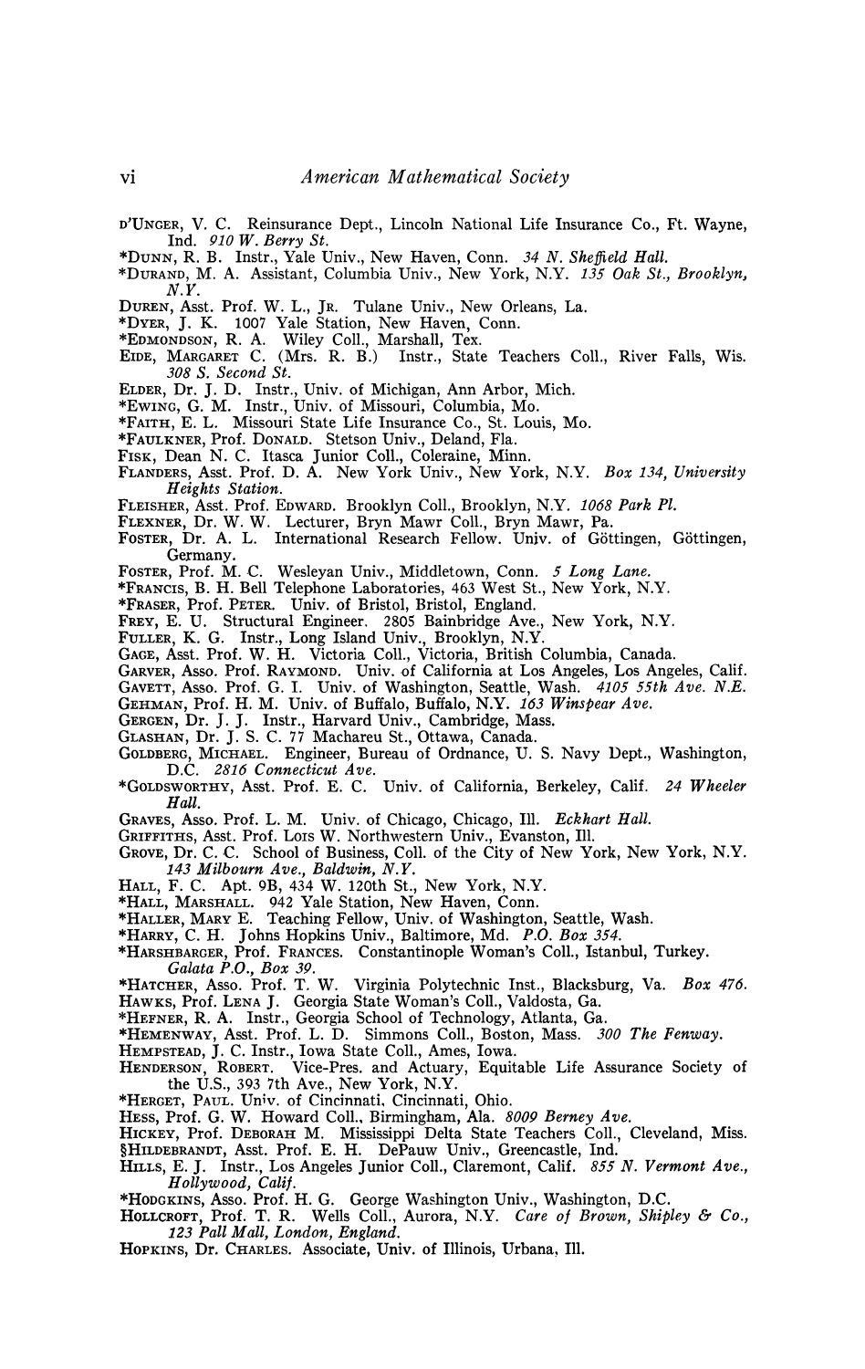D'UNGER, V. C. Reinsurance Dept., Lincoln National Life Insurance Co., Ft. Wayne, Ind. *910 W. Berry St.*

*DUNN, R. B. Instr., Yale Univ., New Haven, Conn. *34 N. Sheffield Hall.*

*DURAND, M. A. Assistant, Columbia Univ., New York, N.Y. *135 Oak St., Brooklyn, N.Y.*

DUREN, Asst. Prof. W. L., JR. Tulane Univ., New Orleans, La.

*DYER, J. K. 1007 Yale Station, New Haven, Conn.

*EDMONDSON, R. A. Wiley Coll., Marshall, Tex.

EIDE, MARGARET C. (Mrs. R. B.) Instr., State Teachers Coll., River Falls, Wis. *308 S. Second St.*

ELDER, Dr. J. D. Instr., Univ. of Michigan, Ann Arbor, Mich.

*EWING, G. M. Instr., Univ. of Missouri, Columbia, Mo.

*FAITH, E. L. Missouri State Life Insurance Co., St. Louis, Mo.

*FAULKNER, Prof. DONALD. Stetson Univ., Deland, Fla.

FISK, Dean N. C. Itasca Junior Coll., Coleraine, Minn.

FLANDERS, Asst. Prof. D. A. New York Univ., New York, N.Y. *Box 134, University Heights Station.*

FLEISHER, Asst. Prof. EDWARD. Brooklyn Coll., Brooklyn, N.Y. *1068 Park Pl.*

FLEXNER, Dr. W. W. Lecturer, Bryn Mawr Coll., Bryn Mawr, Pa.

FOSTER, Dr. A. L. International Research Fellow. Univ. of Göttingen, Göttingen, Germany.

FOSTER, Prof. M. C. Wesleyan Univ., Middletown, Conn. *5 Long Lane.*

*FRANCIS, B. H. Bell Telephone Laboratories, 463 West St., New York, N.Y.

*FRASER, Prof. PETER. Univ. of Bristol, Bristol, England.

FREY, E. U. Structural Engineer. 2805 Bainbridge Ave., New York, N.Y.

FULLER, K. G. Instr., Long Island Univ., Brooklyn, N.Y.

GAGE, Asst. Prof. W. H. Victoria Coll., Victoria, British Columbia, Canada.

GARVER, Asso. Prof. RAYMOND. Univ. of California at Los Angeles, Los Angeles, Calif.

GAVETT, Asso. Prof. G. I. Univ. of Washington, Seattle, Wash. *4105 55th Ave. N.E.*

GEHMAN, Prof. H. M. Univ. of Buffalo, Buffalo, N.Y. *163 Winspear Ave.*

GERGEN, Dr. J. J. Instr., Harvard Univ., Cambridge, Mass.

GLASHAN, Dr. J. S. C. 77 Machareu St., Ottawa, Canada.

GOLDBERG, MICHAEL. Engineer, Bureau of Ordnance, U. S. Navy Dept., Washington, D.C. *2816 Connecticut Ave.*

*GOLDSWORTHY, Asst. Prof. E. C. Univ. of California, Berkeley, Calif. *24 Wheeler Hall.*

GRAVES, Asso. Prof. L. M. Univ. of Chicago, Chicago, Ill. *Eckhart Hall.*

GRIFFITHS, Asst. Prof. LOIS W. Northwestern Univ., Evanston, Ill.

GROVE, Dr. C. C. School of Business, Coll. of the City of New York, New York, N.Y. *143 Milbourn Ave., Baldwin, N.Y.*

HALL, F. C. Apt. 9B, 434 W. 120th St., New York, N.Y.

*HALL, MARSHALL. 942 Yale Station, New Haven, Conn.

*HALLER, MARY E. Teaching Fellow, Univ. of Washington, Seattle, Wash.

*HARRY, C. H. Johns Hopkins Univ., Baltimore, Md. *P.O. Box 354.*

*HARSHBARGER, Prof. FRANCES. Constantinople Woman's Coll., Istanbul, Turkey. *Galata P.O., Box 39.*

*HATCHER, Asso. Prof. T. W. Virginia Polytechnic Inst., Blacksburg, Va. *Box 476.*

HAWKS, Prof. LENA J. Georgia State Woman's Coll., Valdosta, Ga.

*HEFNER, R. A. Instr., Georgia School of Technology, Atlanta, Ga.

*HEMENWAY, Asst. Prof. L. D. Simmons Coll., Boston, Mass. *300 The Fenway.*

HEMPSTEAD, J. C. Instr., Iowa State Coll., Ames, Iowa.

HENDERSON, ROBERT. Vice-Pres. and Actuary, Equitable Life Assurance Society of the U.S., 393 7th Ave., New York, N.Y.

*HERGET, PAUL. Univ. of Cincinnati, Cincinnati, Ohio.

HESS, Prof. G. W. Howard Coll., Birmingham, Ala. *8009 Berney Ave.*

HICKEY, Prof. DEBORAH M. Mississippi Delta State Teachers Coll., Cleveland, Miss.

§HILDEBRANDT, Asst. Prof. E. H. DePauw Univ., Greencastle, Ind.

HILLS, E. J. Instr., Los Angeles Junior Coll., Claremont, Calif. *855 N. Vermont Ave., Hollywood, Calif.*

*HODGKINS, Asso. Prof. H. G. George Washington Univ., Washington, D.C.

HOLLCROFT, Prof. T. R. Wells Coll., Aurora, N.Y. *Care of Brown, Shipley & Co., 123 Pall Mall, London, England.*

HOPKINS, Dr. CHARLES. Associate, Univ. of Illinois, Urbana, Ill.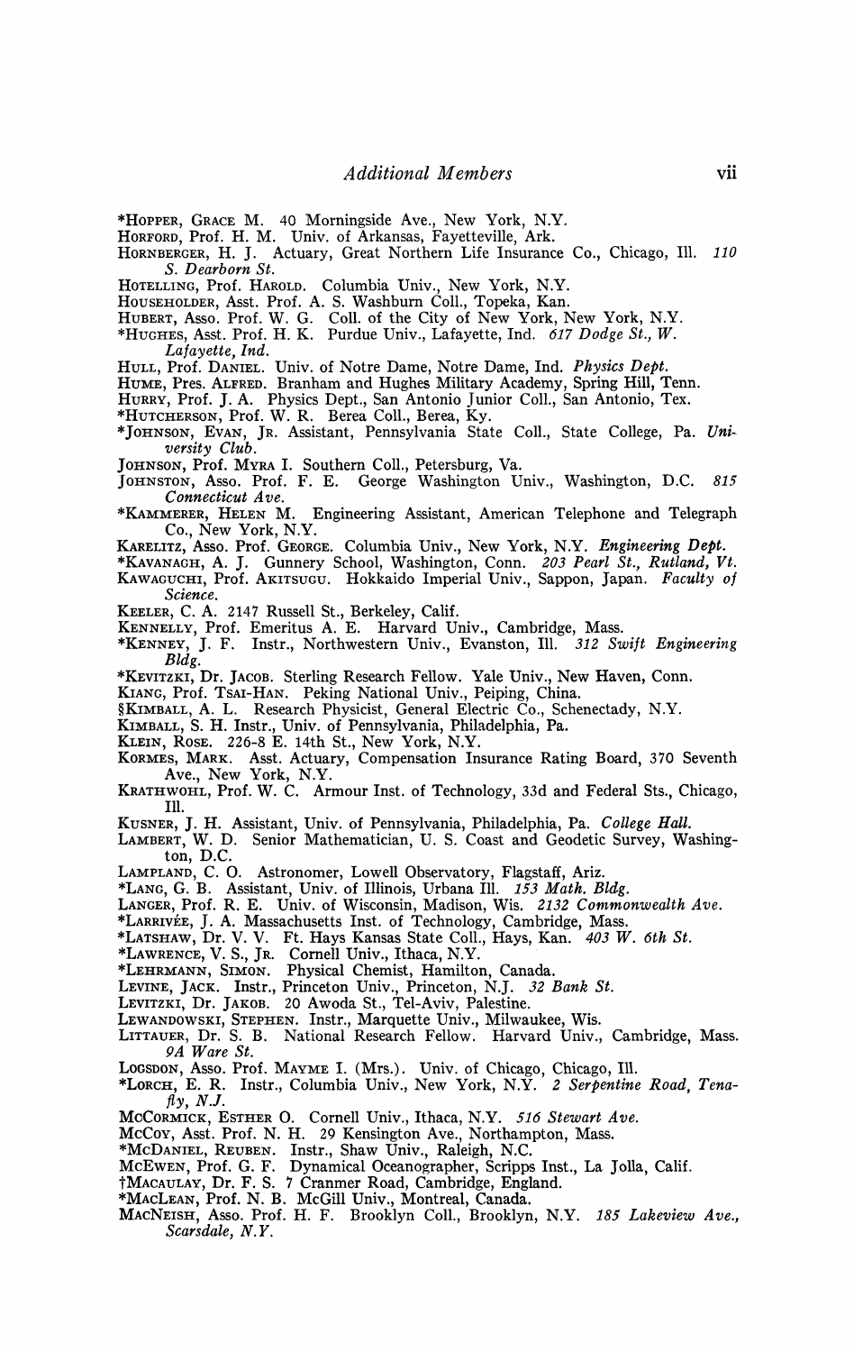## Additional Members

*HOPPER, GRACE M. 40 Morningside Ave., New York, N.Y.

HORFORD, Prof. H. M. Univ. of Arkansas, Fayetteville, Ark.

HORNBERGER, H. J. Actuary, Great Northern Life Insurance Co., Chicago, Ill. *110 S. Dearborn St.*

HOTELLING, Prof. HAROLD. Columbia Univ., New York, N.Y.

HOUSEHOLDER, Asst. Prof. A. S. Washburn Coll., Topeka, Kan.

HUBERT, Asso. Prof. W. G. Coll. of the City of New York, New York, N.Y.

*HUGHES, Asst. Prof. H. K. Purdue Univ., Lafayette, Ind. *617 Dodge St., W. Lafayette, Ind.*

HULL, Prof. DANIEL. Univ. of Notre Dame, Notre Dame, Ind. *Physics Dept.*

HUME, Pres. ALFRED. Branham and Hughes Military Academy, Spring Hill, Tenn.

HURRY, Prof. J. A. Physics Dept., San Antonio Junior Coll., San Antonio, Tex.

*HUTCHERSON, Prof. W. R. Berea Coll., Berea, Ky.

*JOHNSON, EVAN, JR. Assistant, Pennsylvania State Coll., State College, Pa. *University Club.*

JOHNSON, Prof. MYRA I. Southern Coll., Petersburg, Va.

JOHNSTON, Asso. Prof. F. E. George Washington Univ., Washington, D.C. *815 Connecticut Ave.*

*KAMMERER, HELEN M. Engineering Assistant, American Telephone and Telegraph Co., New York, N.Y.

KARELITZ, Asso. Prof. GEORGE. Columbia Univ., New York, N.Y. *Engineering Dept.*

*KAVANAGH, A. J. Gunnery School, Washington, Conn. *203 Pearl St., Rutland, Vt.*

KAWAGUCHI, Prof. AKITSUGU. Hokkaido Imperial Univ., Sappon, Japan. *Faculty of Science.*

KEELER, C. A. 2147 Russell St., Berkeley, Calif.

KENNELLY, Prof. Emeritus A. E. Harvard Univ., Cambridge, Mass.

*KENNEY, J. F. Instr., Northwestern Univ., Evanston, Ill. *312 Swift Engineering Bldg.*

*KEVITZKI, Dr. JACOB. Sterling Research Fellow. Yale Univ., New Haven, Conn.

KIANG, Prof. TSAI-HAN. Peking National Univ., Peiping, China.

§KIMBALL, A. L. Research Physicist, General Electric Co., Schenectady, N.Y.

KIMBALL, S. H. Instr., Univ. of Pennsylvania, Philadelphia, Pa.

KLEIN, ROSE. 226-8 E. 14th St., New York, N.Y.

KORMES, MARK. Asst. Actuary, Compensation Insurance Rating Board, 370 Seventh Ave., New York, N.Y.

KRATHWOHL, Prof. W. C. Armour Inst. of Technology, 33d and Federal Sts., Chicago, Ill.

KUSNER, J. H. Assistant, Univ. of Pennsylvania, Philadelphia, Pa. *College Hall.*

LAMBERT, W. D. Senior Mathematician, U. S. Coast and Geodetic Survey, Washington, D.C.

LAMPLAND, C. O. Astronomer, Lowell Observatory, Flagstaff, Ariz.

*LANG, G. B. Assistant, Univ. of Illinois, Urbana Ill. *153 Math. Bldg.*

LANGER, Prof. R. E. Univ. of Wisconsin, Madison, Wis. *2132 Commonwealth Ave.*

*LARRIVÉE, J. A. Massachusetts Inst. of Technology, Cambridge, Mass.

*LATSHAW, Dr. V. V. Ft. Hays Kansas State Coll., Hays, Kan. *403 W. 6th St.*

*LAWRENCE, V. S., JR. Cornell Univ., Ithaca, N.Y.

*LEHRMANN, SIMON. Physical Chemist, Hamilton, Canada.

LEVINE, JACK. Instr., Princeton Univ., Princeton, N.J. *32 Bank St.*

LEVITZKI, Dr. JAKOB. 20 Awoda St., Tel-Aviv, Palestine.

LEWANDOWSKI, STEPHEN. Instr., Marquette Univ., Milwaukee, Wis.

LITTAUER, Dr. S. B. National Research Fellow. Harvard Univ., Cambridge, Mass. *9A Ware St.*

LOGSDON, Asso. Prof. MAYME I. (Mrs.). Univ. of Chicago, Chicago, Ill.

*LORCH, E. R. Instr., Columbia Univ., New York, N.Y. *2 Serpentine Road, Tenafly, N.J.*

MCCORMICK, ESTHER O. Cornell Univ., Ithaca, N.Y. *516 Stewart Ave.*

MCCOY, Asst. Prof. N. H. 29 Kensington Ave., Northampton, Mass.

*MCDANIEL, REUBEN. Instr., Shaw Univ., Raleigh, N.C.

MCEWEN, Prof. G. F. Dynamical Oceanographer, Scripps Inst., La Jolla, Calif.

†MACAULAY, Dr. F. S. 7 Cranmer Road, Cambridge, England.

*MACLEAN, Prof. N. B. McGill Univ., Montreal, Canada.

MACNEISH, Asso. Prof. H. F. Brooklyn Coll., Brooklyn, N.Y. *185 Lakeview Ave., Scarsdale, N.Y.*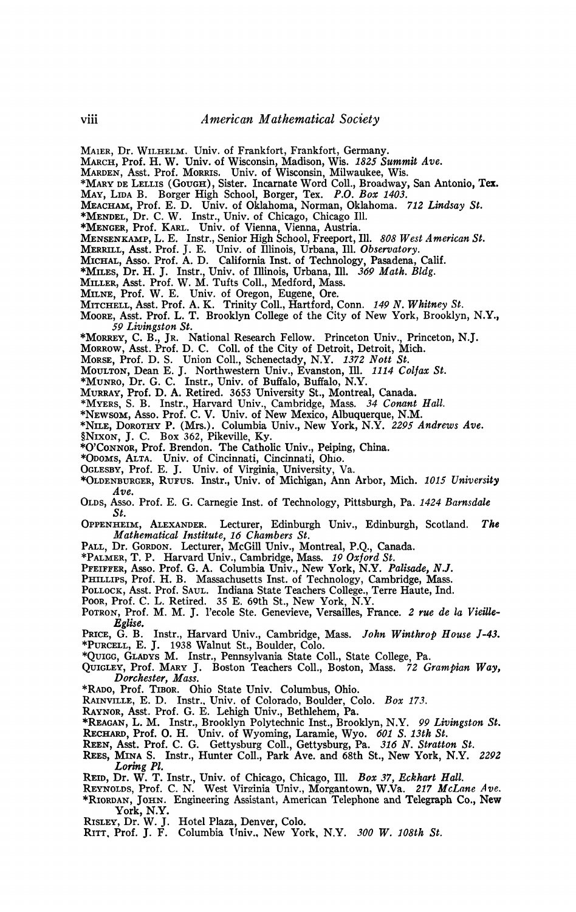MAIER, Dr. WILHELM. Univ. of Frankfort, Frankfort, Germany.
MARCH, Prof. H. W. Univ. of Wisconsin, Madison, Wis. *1825 Summit Ave.*
MARDEN, Asst. Prof. MORRIS. Univ. of Wisconsin, Milwaukee, Wis.
*MARY DE LELLIS (GOUGH), Sister. Incarnate Word Coll., Broadway, San Antonio, Tex.
MAY, LIDA B. Borger High School, Borger, Tex. *P.O. Box 1403.*
MEACHAM, Prof. E. D. Univ. of Oklahoma, Norman, Oklahoma. *712 Lindsay St.*
*MENDEL, Dr. C. W. Instr., Univ. of Chicago, Chicago Ill.
*MENGER, Prof. KARL. Univ. of Vienna, Vienna, Austria.
MENSENKAMP, L. E. Instr., Senior High School, Freeport, Ill. *808 West American St.*
MERRILL, Asst. Prof. J. E. Univ. of Illinois, Urbana, Ill. *Observatory.*
MICHAL, Asso. Prof. A. D. California Inst. of Technology, Pasadena, Calif.
*MILES, Dr. H. J. Instr., Univ. of Illinois, Urbana, Ill. *369 Math. Bldg.*
MILLER, Asst. Prof. W. M. Tufts Coll., Medford, Mass.
MILNE, Prof. W. E. Univ. of Oregon, Eugene, Ore.
MITCHELL, Asst. Prof. A. K. Trinity Coll., Hartford, Conn. *149 N. Whitney St.*
MOORE, Asst. Prof. L. T. Brooklyn College of the City of New York, Brooklyn, N.Y., *59 Livingston St.*
*MORREY, C. B., JR. National Research Fellow. Princeton Univ., Princeton, N.J.
MORROW, Asst. Prof. D. C. Coll. of the City of Detroit, Detroit, Mich.
MORSE, Prof. D. S. Union Coll., Schenectady, N.Y. *1372 Nott St.*
MOULTON, Dean E. J. Northwestern Univ., Evanston, Ill. *1114 Colfax St.*
*MUNRO, Dr. G. C. Instr., Univ. of Buffalo, Buffalo, N.Y.
MURRAY, Prof. D. A. Retired. 3653 University St., Montreal, Canada.
*MYERS, S. B. Instr., Harvard Univ., Cambridge, Mass. *34 Conant Hall.*
*NEWSOM, Asso. Prof. C. V. Univ. of New Mexico, Albuquerque, N.M.
*NILE, DOROTHY P. (Mrs.). Columbia Univ., New York, N.Y. *2295 Andrews Ave.*
§NIXON, J. C. Box 362, Pikeville, Ky.
*O'CONNOR, Prof. Brendon. The Catholic Univ., Peiping, China.
*ODOMS, ALTA. Univ. of Cincinnati, Cincinnati, Ohio.
OGLESBY, Prof. E. J. Univ. of Virginia, University, Va.
*OLDENBURGER, RUFUS. Instr., Univ. of Michigan, Ann Arbor, Mich. *1015 University Ave.*
OLDS, Asso. Prof. E. G. Carnegie Inst. of Technology, Pittsburgh, Pa. *1424 Barnsdale St.*
OPPENHEIM, ALEXANDER. Lecturer, Edinburgh Univ., Edinburgh, Scotland. *The Mathematical Institute, 16 Chambers St.*
PALL, Dr. GORDON. Lecturer, McGill Univ., Montreal, P.Q., Canada.
*PALMER, T. P. Harvard Univ., Cambridge, Mass. *19 Oxford St.*
PFEIFFER, Asso. Prof. G. A. Columbia Univ., New York, N.Y. *Palisade, N.J.*
PHILLIPS, Prof. H. B. Massachusetts Inst. of Technology, Cambridge, Mass.
POLLOCK, Asst. Prof. SAUL. Indiana State Teachers College., Terre Haute, Ind.
POOR, Prof. C. L. Retired. 35 E. 69th St., New York, N.Y.
POTRON, Prof. M. M. J. l'ecole Ste. Genevieve, Versailles, France. *2 rue de la Vieille-Eglise.*
PRICE, G. B. Instr., Harvard Univ., Cambridge, Mass. *John Winthrop House J-43.*
*PURCELL, E. J. 1938 Walnut St., Boulder, Colo.
*QUIGG, GLADYS M. Instr., Pennsylvania State Coll., State College, Pa.
QUIGLEY, Prof. MARY J. Boston Teachers Coll., Boston, Mass. *72 Grampian Way, Dorchester, Mass.*
*RADO, Prof. TIBOR. Ohio State Univ. Columbus, Ohio.
RAINVILLE, E. D. Instr., Univ. of Colorado, Boulder, Colo. *Box 173.*
RAYNOR, Asst. Prof. G. E. Lehigh Univ., Bethlehem, Pa.
*REAGAN, L. M. Instr., Brooklyn Polytechnic Inst., Brooklyn, N.Y. *99 Livingston St.*
RECHARD, Prof. O. H. Univ. of Wyoming, Laramie, Wyo. *601 S. 13th St.*
REEN, Asst. Prof. C. G. Gettysburg Coll., Gettysburg, Pa. *316 N. Stratton St.*
REES, MINA S. Instr., Hunter Coll., Park Ave. and 68th St., New York, N.Y. *2292 Loring Pl.*
REID, Dr. W. T. Instr., Univ. of Chicago, Chicago, Ill. *Box 37, Eckhart Hall.*
REYNOLDS, Prof. C. N. West Virginia Univ., Morgantown, W.Va. *217 McLane Ave.*
*RIORDAN, JOHN. Engineering Assistant, American Telephone and Telegraph Co., New York, N.Y.
RISLEY, Dr. W. J. Hotel Plaza, Denver, Colo.
RITT, Prof. J. F. Columbia Univ., New York, N.Y. *300 W. 108th St.*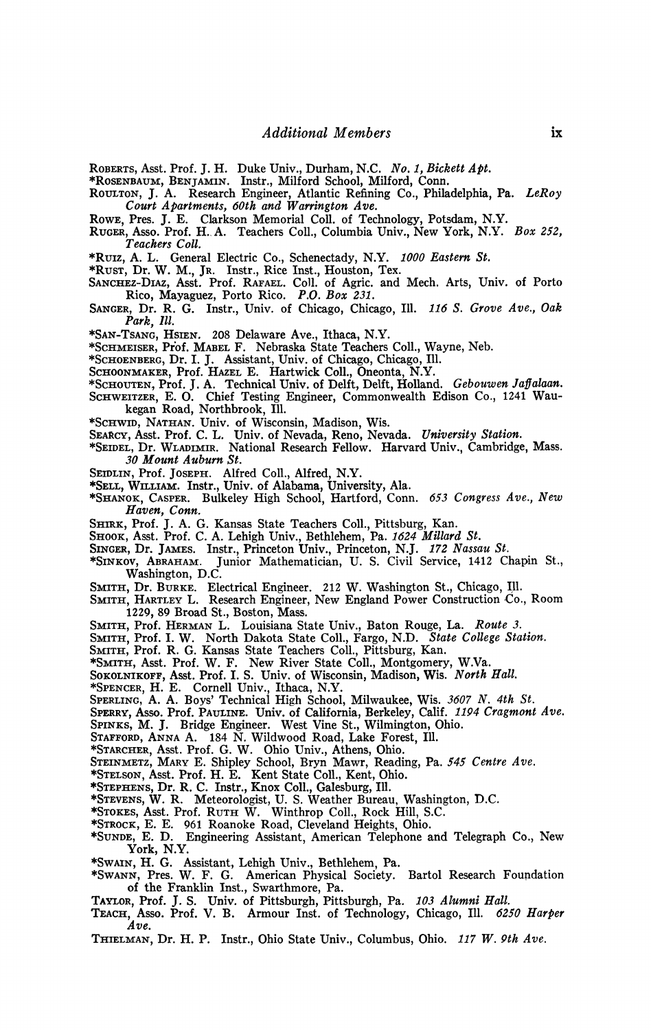ROBERTS, Asst. Prof. J. H. Duke Univ., Durham, N.C. *No. 1, Bickett Apt.*

*ROSENBAUM, BENJAMIN. Instr., Milford School, Milford, Conn.

ROULTON, J. A. Research Engineer, Atlantic Refining Co., Philadelphia, Pa. *LeRoy Court Apartments, 60th and Warrington Ave.*

ROWE, Pres. J. E. Clarkson Memorial Coll. of Technology, Potsdam, N.Y.

RUGER, Asso. Prof. H. A. Teachers Coll., Columbia Univ., New York, N.Y. *Box 252, Teachers Coll.*

*RUIZ, A. L. General Electric Co., Schenectady, N.Y. *1000 Eastern St.*

*RUST, Dr. W. M., JR. Instr., Rice Inst., Houston, Tex.

SANCHEZ-DIAZ, Asst. Prof. RAFAEL. Coll. of Agric. and Mech. Arts, Univ. of Porto Rico, Mayaguez, Porto Rico. *P.O. Box 231.*

SANGER, Dr. R. G. Instr., Univ. of Chicago, Chicago, Ill. *116 S. Grove Ave., Oak Park, Ill.*

*SAN-TSANG, HSIEN. 208 Delaware Ave., Ithaca, N.Y.

*SCHMEISER, Prof. MABEL F. Nebraska State Teachers Coll., Wayne, Neb.

*SCHOENBERG, Dr. I. J. Assistant, Univ. of Chicago, Chicago, Ill.

SCHOONMAKER, Prof. HAZEL E. Hartwick Coll., Oneonta, N.Y.

*SCHOUTEN, Prof. J. A. Technical Univ. of Delft, Delft, Holland. *Gebouwen Jaffalaan.*

SCHWEITZER, E. O. Chief Testing Engineer, Commonwealth Edison Co., 1241 Waukegan Road, Northbrook, Ill.

*SCHWID, NATHAN. Univ. of Wisconsin, Madison, Wis.

SEARCY, Asst. Prof. C. L. Univ. of Nevada, Reno, Nevada. *University Station.*

*SEIDEL, Dr. WLADIMIR. National Research Fellow. Harvard Univ., Cambridge, Mass. *30 Mount Auburn St.*

SEIDLIN, Prof. JOSEPH. Alfred Coll., Alfred, N.Y.

*SELL, WILLIAM. Instr., Univ. of Alabama, University, Ala.

*SHANOK, CASPER. Bulkeley High School, Hartford, Conn. *653 Congress Ave., New Haven, Conn.*

SHIRK, Prof. J. A. G. Kansas State Teachers Coll., Pittsburg, Kan.

SHOOK, Asst. Prof. C. A. Lehigh Univ., Bethlehem, Pa. *1624 Millard St.*

SINGER, Dr. JAMES. Instr., Princeton Univ., Princeton, N.J. *172 Nassau St.*

*SINKOV, ABRAHAM. Junior Mathematician, U. S. Civil Service, 1412 Chapin St., Washington, D.C.

SMITH, Dr. BURKE. Electrical Engineer. 212 W. Washington St., Chicago, Ill.

SMITH, HARTLEY L. Research Engineer, New England Power Construction Co., Room 1229, 89 Broad St., Boston, Mass.

SMITH, Prof. HERMAN L. Louisiana State Univ., Baton Rouge, La. *Route 3.*

SMITH, Prof. I. W. North Dakota State Coll., Fargo, N.D. *State College Station.*

SMITH, Prof. R. G. Kansas State Teachers Coll., Pittsburg, Kan.

*SMITH, Asst. Prof. W. F. New River State Coll., Montgomery, W.Va.

SOKOLNIKOFF, Asst. Prof. I. S. Univ. of Wisconsin, Madison, Wis. *North Hall.*

*SPENCER, H. E. Cornell Univ., Ithaca, N.Y.

SPERLING, A. A. Boys' Technical High School, Milwaukee, Wis. *3607 N. 4th St.*

SPERRY, Asso. Prof. PAULINE. Univ. of California, Berkeley, Calif. *1194 Cragmont Ave.*

SPINKS, M. J. Bridge Engineer. West Vine St., Wilmington, Ohio.

STAFFORD, ANNA A. 184 N. Wildwood Road, Lake Forest, Ill.

*STARCHER, Asst. Prof. G. W. Ohio Univ., Athens, Ohio.

STEINMETZ, MARY E. Shipley School, Bryn Mawr, Reading, Pa. *545 Centre Ave.*

*STELSON, Asst. Prof. H. E. Kent State Coll., Kent, Ohio.

*STEPHENS, Dr. R. C. Instr., Knox Coll., Galesburg, Ill.

*STEVENS, W. R. Meteorologist, U. S. Weather Bureau, Washington, D.C.

*STOKES, Asst. Prof. RUTH W. Winthrop Coll., Rock Hill, S.C.

*STROCK, E. E. 961 Roanoke Road, Cleveland Heights, Ohio.

*SUNDE, E. D. Engineering Assistant, American Telephone and Telegraph Co., New York, N.Y.

*SWAIN, H. G. Assistant, Lehigh Univ., Bethlehem, Pa.

*SWANN, Pres. W. F. G. American Physical Society. Bartol Research Foundation of the Franklin Inst., Swarthmore, Pa.

TAYLOR, Prof. J. S. Univ. of Pittsburgh, Pittsburgh, Pa. *103 Alumni Hall.*

TEACH, Asso. Prof. V. B. Armour Inst. of Technology, Chicago, Ill. *6250 Harper Ave.*

THIELMAN, Dr. H. P. Instr., Ohio State Univ., Columbus, Ohio. *117 W. 9th Ave.*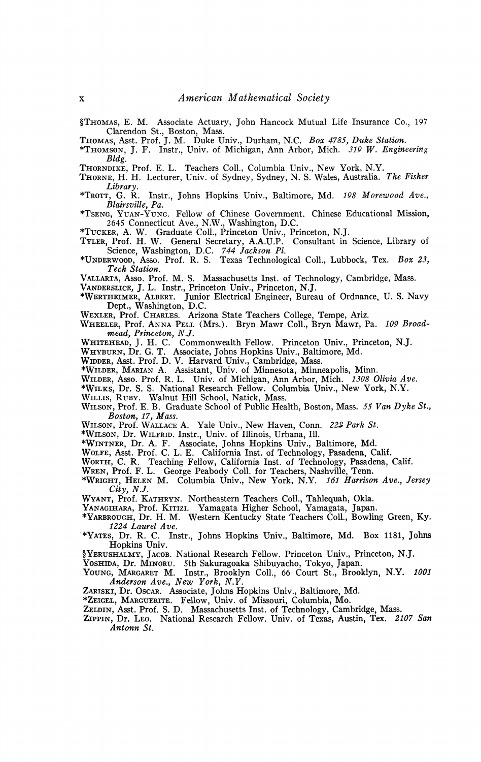§THOMAS, E. M. Associate Actuary, John Hancock Mutual Life Insurance Co., 197 Clarendon St., Boston, Mass.

THOMAS, Asst. Prof. J. M. Duke Univ., Durham, N.C. *Box 4785, Duke Station.*

*THOMSON, J. F. Instr., Univ. of Michigan, Ann Arbor, Mich. *319 W. Engineering Bldg.*

THORNDIKE, Prof. E. L. Teachers Coll., Columbia Univ., New York, N.Y.

THORNE, H. H. Lecturer, Univ. of Sydney, Sydney, N. S. Wales, Australia. *The Fisher Library.*

*TROTT, G. R. Instr., Johns Hopkins Univ., Baltimore, Md. *198 Morewood Ave., Blairsville, Pa.*

*TSENG, YUAN-YUNG. Fellow of Chinese Government. Chinese Educational Mission, 2645 Connecticut Ave., N.W., Washington, D.C.

*TUCKER, A. W. Graduate Coll., Princeton Univ., Princeton, N.J.

TYLER, Prof. H. W. General Secretary, A.A.U.P. Consultant in Science, Library of Science, Washington, D.C. *744 Jackson Pl.*

*UNDERWOOD, Asso. Prof. R. S. Texas Technological Coll., Lubbock, Tex. *Box 23, Tech Station.*

VALLARTA, Asso. Prof. M. S. Massachusetts Inst. of Technology, Cambridge, Mass.

VANDERSLICE, J. L. Instr., Princeton Univ., Princeton, N.J.

*WERTHEIMER, ALBERT. Junior Electrical Engineer, Bureau of Ordnance, U. S. Navy Dept., Washington, D.C.

WEXLER, Prof. CHARLES. Arizona State Teachers College, Tempe, Ariz.

WHEELER, Prof. ANNA PELL (Mrs.). Bryn Mawr Coll., Bryn Mawr, Pa. *109 Broadmead, Princeton, N.J.*

WHITEHEAD, J. H. C. Commonwealth Fellow. Princeton Univ., Princeton, N.J.

WHYBURN, Dr. G. T. Associate, Johns Hopkins Univ., Baltimore, Md.

WIDDER, Asst. Prof. D. V. Harvard Univ., Cambridge, Mass.

*WILDER, MARIAN A. Assistant, Univ. of Minnesota, Minneapolis, Minn.

WILDER, Asso. Prof. R. L. Univ. of Michigan, Ann Arbor, Mich. *1308 Olivia Ave.*

*WILKS, Dr. S. S. National Research Fellow. Columbia Univ., New York, N.Y.

WILLIS, RUBY. Walnut Hill School, Natick, Mass.

WILSON, Prof. E. B. Graduate School of Public Health, Boston, Mass. *55 Van Dyke St., Boston, 17, Mass.*

WILSON, Prof. WALLACE A. Yale Univ., New Haven, Conn. *228 Park St.*

*WILSON, Dr. WILFRID. Instr., Univ. of Illinois, Urbana, Ill.

*WINTNER, Dr. A. F. Associate, Johns Hopkins Univ., Baltimore, Md.

WOLFE, Asst. Prof. C. L. E. California Inst. of Technology, Pasadena, Calif.

WORTH, C. R. Teaching Fellow, California Inst. of Technology, Pasadena, Calif.

WREN, Prof. F. L. George Peabody Coll. for Teachers, Nashville, Tenn.

*WRIGHT, HELEN M. Columbia Univ., New York, N.Y. *161 Harrison Ave., Jersey City, N.J.*

WYANT, Prof. KATHRYN. Northeastern Teachers Coll., Tahlequah, Okla.

YANAGIHARA, Prof. KITIZI. Yamagata Higher School, Yamagata, Japan.

*YARBROUGH, Dr. H. M. Western Kentucky State Teachers Coll., Bowling Green, Ky. *1224 Laurel Ave.*

*YATES, Dr. R. C. Instr., Johns Hopkins Univ., Baltimore, Md. Box 1181, Johns Hopkins Univ.

§YERUSHALMY, JACOB. National Research Fellow. Princeton Univ., Princeton, N.J.

YOSHIDA, Dr. MINORU. 5th Sakuragoaka Shibuyacho, Tokyo, Japan.

YOUNG, MARGARET M. Instr., Brooklyn Coll., 66 Court St., Brooklyn, N.Y. *1001 Anderson Ave., New York, N.Y.*

ZARISKI, Dr. OSCAR. Associate, Johns Hopkins Univ., Baltimore, Md.

*ZEIGEL, MARGUERITE. Fellow, Univ. of Missouri, Columbia, Mo.

ZELDIN, Asst. Prof. S. D. Massachusetts Inst. of Technology, Cambridge, Mass.

ZIPPIN, Dr. LEO. National Research Fellow. Univ. of Texas, Austin, Tex. *2107 San Antonn St.*